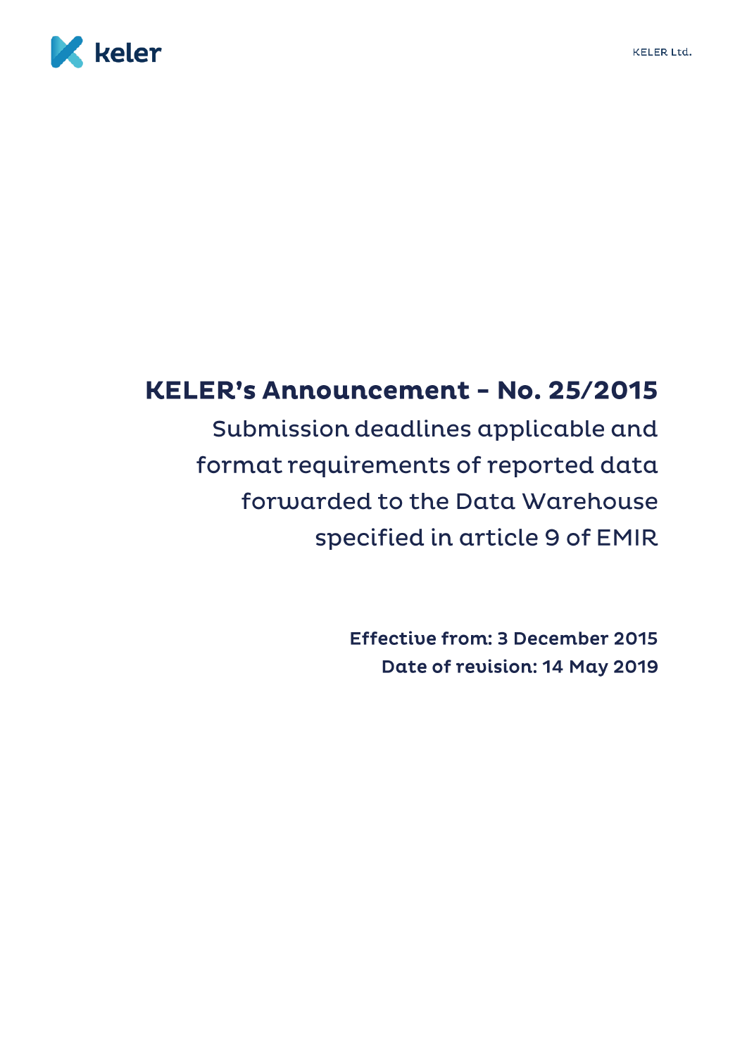# KELER's Announcement – No. 25/2015

## Submission deadlines applicable and format requirements of reported data forwarded to the Data Warehouse specified in article 9 of EMIR

**Effective from: 3 December 2015**
**Date of revision: 14 May 2019**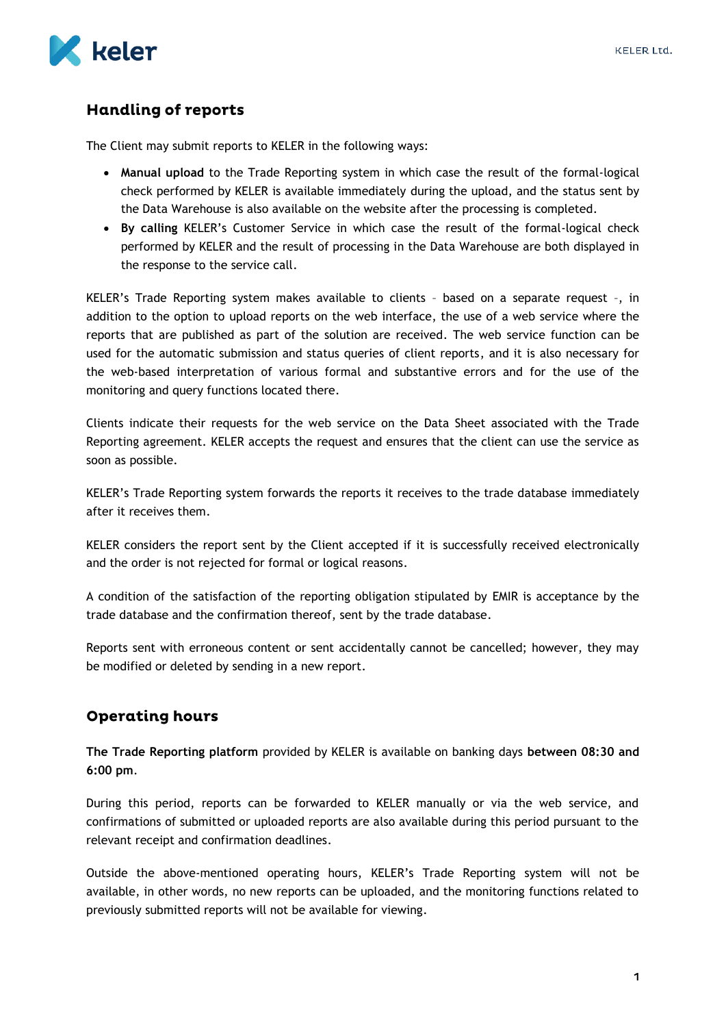## Handling of reports

The Client may submit reports to KELER in the following ways:

- **Manual upload** to the Trade Reporting system in which case the result of the formal-logical check performed by KELER is available immediately during the upload, and the status sent by the Data Warehouse is also available on the website after the processing is completed.
- **By calling** KELER's Customer Service in which case the result of the formal-logical check performed by KELER and the result of processing in the Data Warehouse are both displayed in the response to the service call.

KELER's Trade Reporting system makes available to clients – based on a separate request –, in addition to the option to upload reports on the web interface, the use of a web service where the reports that are published as part of the solution are received. The web service function can be used for the automatic submission and status queries of client reports, and it is also necessary for the web-based interpretation of various formal and substantive errors and for the use of the monitoring and query functions located there.

Clients indicate their requests for the web service on the Data Sheet associated with the Trade Reporting agreement. KELER accepts the request and ensures that the client can use the service as soon as possible.

KELER's Trade Reporting system forwards the reports it receives to the trade database immediately after it receives them.

KELER considers the report sent by the Client accepted if it is successfully received electronically and the order is not rejected for formal or logical reasons.

A condition of the satisfaction of the reporting obligation stipulated by EMIR is acceptance by the trade database and the confirmation thereof, sent by the trade database.

Reports sent with erroneous content or sent accidentally cannot be cancelled; however, they may be modified or deleted by sending in a new report.

## Operating hours

**The Trade Reporting platform** provided by KELER is available on banking days **between 08:30 and 6:00 pm**.

During this period, reports can be forwarded to KELER manually or via the web service, and confirmations of submitted or uploaded reports are also available during this period pursuant to the relevant receipt and confirmation deadlines.

Outside the above-mentioned operating hours, KELER's Trade Reporting system will not be available, in other words, no new reports can be uploaded, and the monitoring functions related to previously submitted reports will not be available for viewing.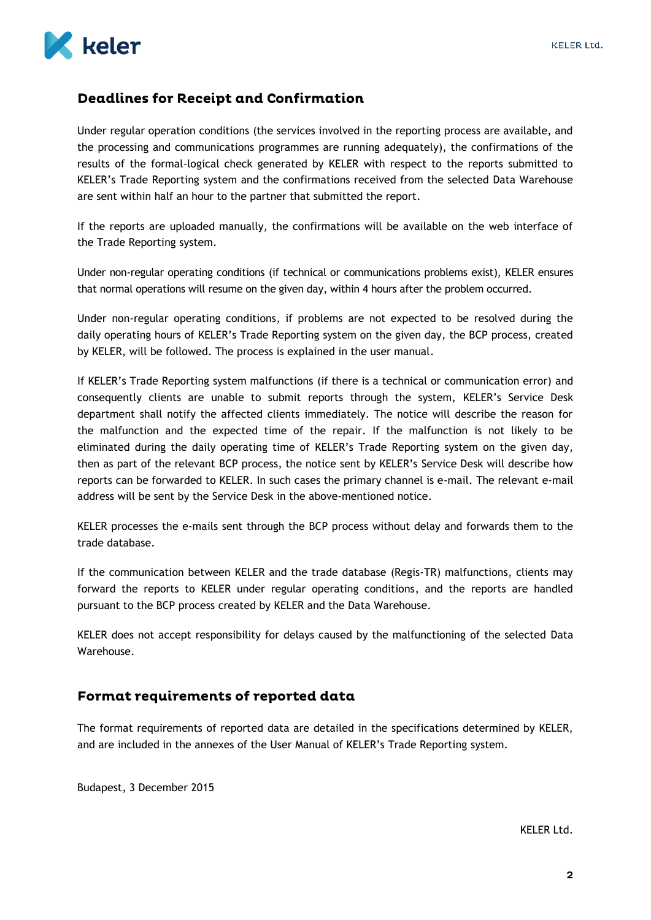## Deadlines for Receipt and Confirmation

Under regular operation conditions (the services involved in the reporting process are available, and the processing and communications programmes are running adequately), the confirmations of the results of the formal-logical check generated by KELER with respect to the reports submitted to KELER's Trade Reporting system and the confirmations received from the selected Data Warehouse are sent within half an hour to the partner that submitted the report.

If the reports are uploaded manually, the confirmations will be available on the web interface of the Trade Reporting system.

Under non-regular operating conditions (if technical or communications problems exist), KELER ensures that normal operations will resume on the given day, within 4 hours after the problem occurred.

Under non-regular operating conditions, if problems are not expected to be resolved during the daily operating hours of KELER's Trade Reporting system on the given day, the BCP process, created by KELER, will be followed. The process is explained in the user manual.

If KELER's Trade Reporting system malfunctions (if there is a technical or communication error) and consequently clients are unable to submit reports through the system, KELER's Service Desk department shall notify the affected clients immediately. The notice will describe the reason for the malfunction and the expected time of the repair. If the malfunction is not likely to be eliminated during the daily operating time of KELER's Trade Reporting system on the given day, then as part of the relevant BCP process, the notice sent by KELER's Service Desk will describe how reports can be forwarded to KELER. In such cases the primary channel is e-mail. The relevant e-mail address will be sent by the Service Desk in the above-mentioned notice.

KELER processes the e-mails sent through the BCP process without delay and forwards them to the trade database.

If the communication between KELER and the trade database (Regis-TR) malfunctions, clients may forward the reports to KELER under regular operating conditions, and the reports are handled pursuant to the BCP process created by KELER and the Data Warehouse.

KELER does not accept responsibility for delays caused by the malfunctioning of the selected Data Warehouse.

## Format requirements of reported data

The format requirements of reported data are detailed in the specifications determined by KELER, and are included in the annexes of the User Manual of KELER's Trade Reporting system.

Budapest, 3 December 2015

KELER Ltd.